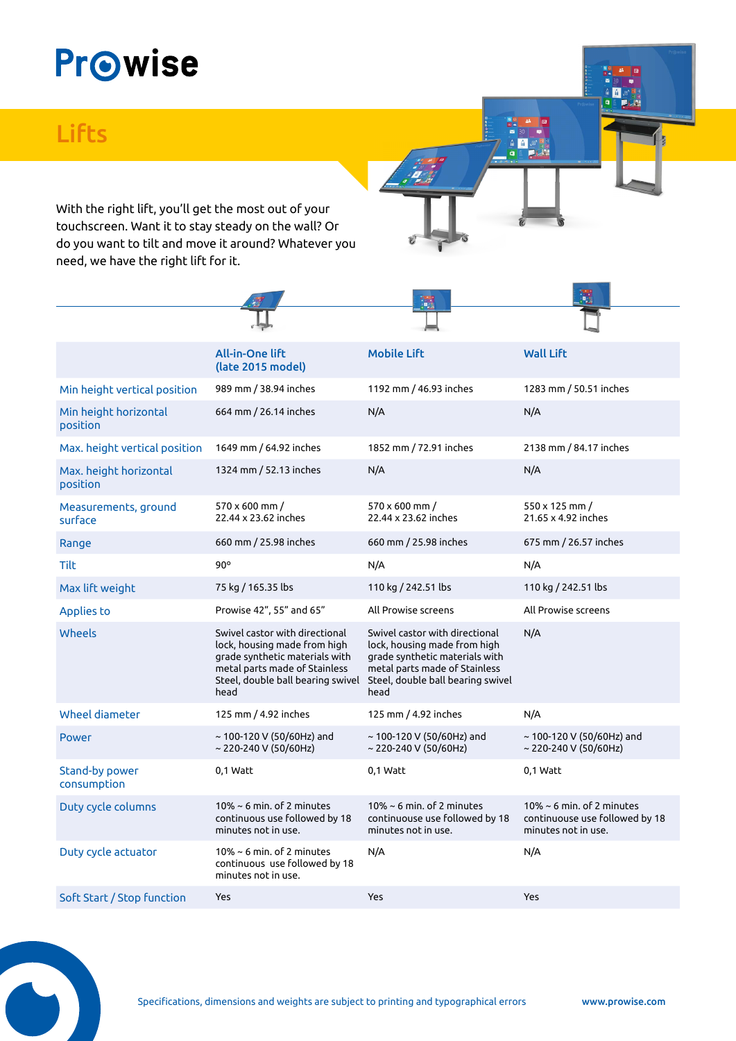# Prowise

## Lifts

With the right lift, you'll get the most out of your touchscreen. Want it to stay steady on the wall? Or do you want to tilt and move it around? Whatever you need, we have the right lift for it.

| | All-in-One lift (late 2015 model) | Mobile Lift | Wall Lift |
|---|---|---|---|
| Min height vertical position | 989 mm / 38.94 inches | 1192 mm / 46.93 inches | 1283 mm / 50.51 inches |
| Min height horizontal position | 664 mm / 26.14 inches | N/A | N/A |
| Max. height vertical position | 1649 mm / 64.92 inches | 1852 mm / 72.91 inches | 2138 mm / 84.17 inches |
| Max. height horizontal position | 1324 mm / 52.13 inches | N/A | N/A |
| Measurements, ground surface | 570 x 600 mm / 22.44 x 23.62 inches | 570 x 600 mm / 22.44 x 23.62 inches | 550 x 125 mm / 21.65 x 4.92 inches |
| Range | 660 mm / 25.98 inches | 660 mm / 25.98 inches | 675 mm / 26.57 inches |
| Tilt | 90° | N/A | N/A |
| Max lift weight | 75 kg / 165.35 lbs | 110 kg / 242.51 lbs | 110 kg / 242.51 lbs |
| Applies to | Prowise 42", 55" and 65" | All Prowise screens | All Prowise screens |
| Wheels | Swivel castor with directional lock, housing made from high grade synthetic materials with metal parts made of Stainless Steel, double ball bearing swivel head | Swivel castor with directional lock, housing made from high grade synthetic materials with metal parts made of Stainless Steel, double ball bearing swivel head | N/A |
| Wheel diameter | 125 mm / 4.92 inches | 125 mm / 4.92 inches | N/A |
| Power | ~ 100-120 V (50/60Hz) and ~ 220-240 V (50/60Hz) | ~ 100-120 V (50/60Hz) and ~ 220-240 V (50/60Hz) | ~ 100-120 V (50/60Hz) and ~ 220-240 V (50/60Hz) |
| Stand-by power consumption | 0,1 Watt | 0,1 Watt | 0,1 Watt |
| Duty cycle columns | 10% ~ 6 min. of 2 minutes continuous use followed by 18 minutes not in use. | 10% ~ 6 min. of 2 minutes continuouse use followed by 18 minutes not in use. | 10% ~ 6 min. of 2 minutes continuouse use followed by 18 minutes not in use. |
| Duty cycle actuator | 10% ~ 6 min. of 2 minutes continuous use followed by 18 minutes not in use. | N/A | N/A |
| Soft Start / Stop function | Yes | Yes | Yes |

Specifications, dimensions and weights are subject to printing and typographical errors

www.prowise.com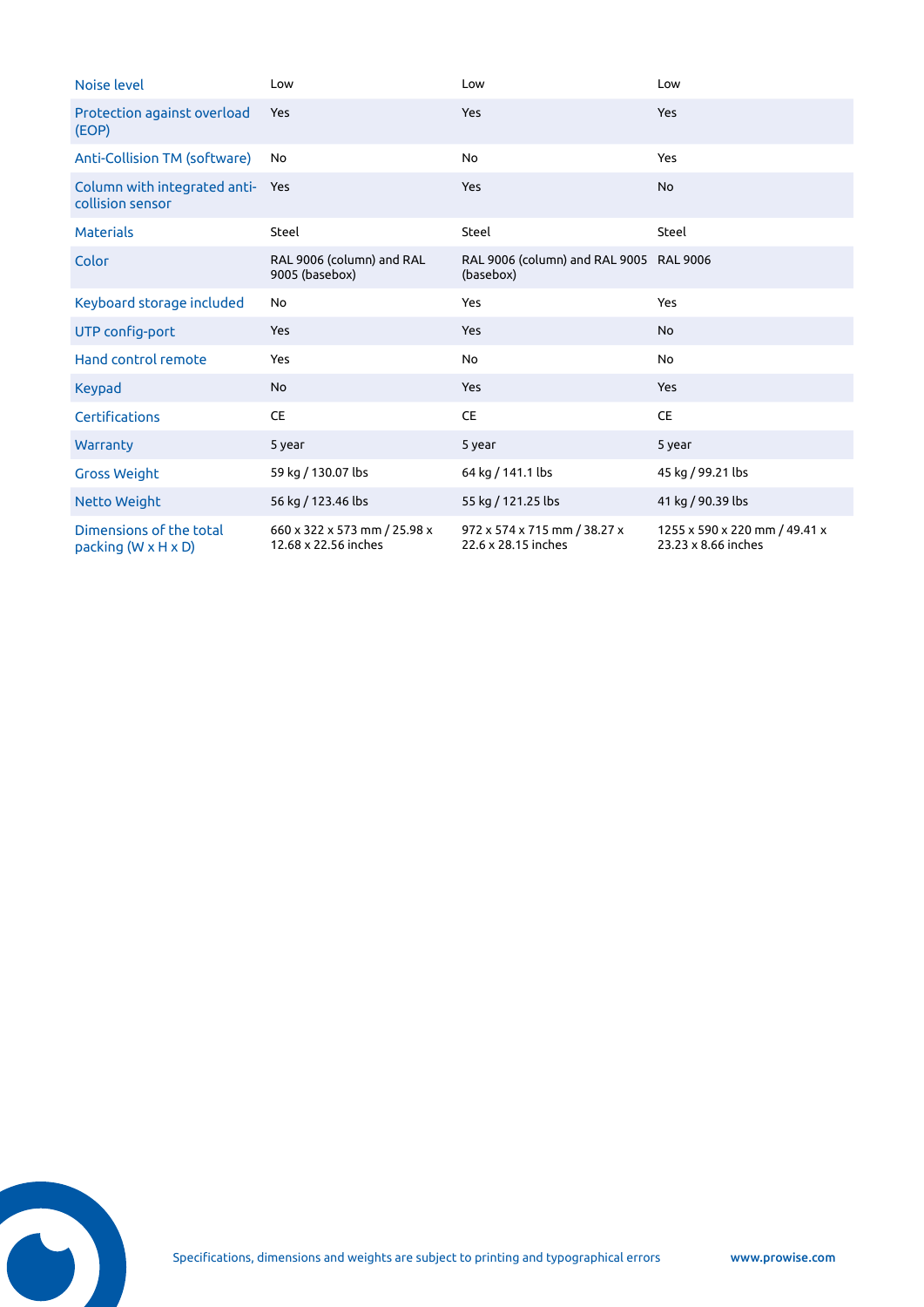| | | | |
|---|---|---|---|
| Noise level | Low | Low | Low |
| Protection against overload (EOP) | Yes | Yes | Yes |
| Anti-Collision TM (software) | No | No | Yes |
| Column with integrated anti-collision sensor | Yes | Yes | No |
| Materials | Steel | Steel | Steel |
| Color | RAL 9006 (column) and RAL 9005 (basebox) | RAL 9006 (column) and RAL 9005 (basebox) | RAL 9006 |
| Keyboard storage included | No | Yes | Yes |
| UTP config-port | Yes | Yes | No |
| Hand control remote | Yes | No | No |
| Keypad | No | Yes | Yes |
| Certifications | CE | CE | CE |
| Warranty | 5 year | 5 year | 5 year |
| Gross Weight | 59 kg / 130.07 lbs | 64 kg / 141.1 lbs | 45 kg / 99.21 lbs |
| Netto Weight | 56 kg / 123.46 lbs | 55 kg / 121.25 lbs | 41 kg / 90.39 lbs |
| Dimensions of the total packing (W x H x D) | 660 x 322 x 573 mm / 25.98 x 12.68 x 22.56 inches | 972 x 574 x 715 mm / 38.27 x 22.6 x 28.15 inches | 1255 x 590 x 220 mm / 49.41 x 23.23 x 8.66 inches |

Specifications, dimensions and weights are subject to printing and typographical errors

www.prowise.com